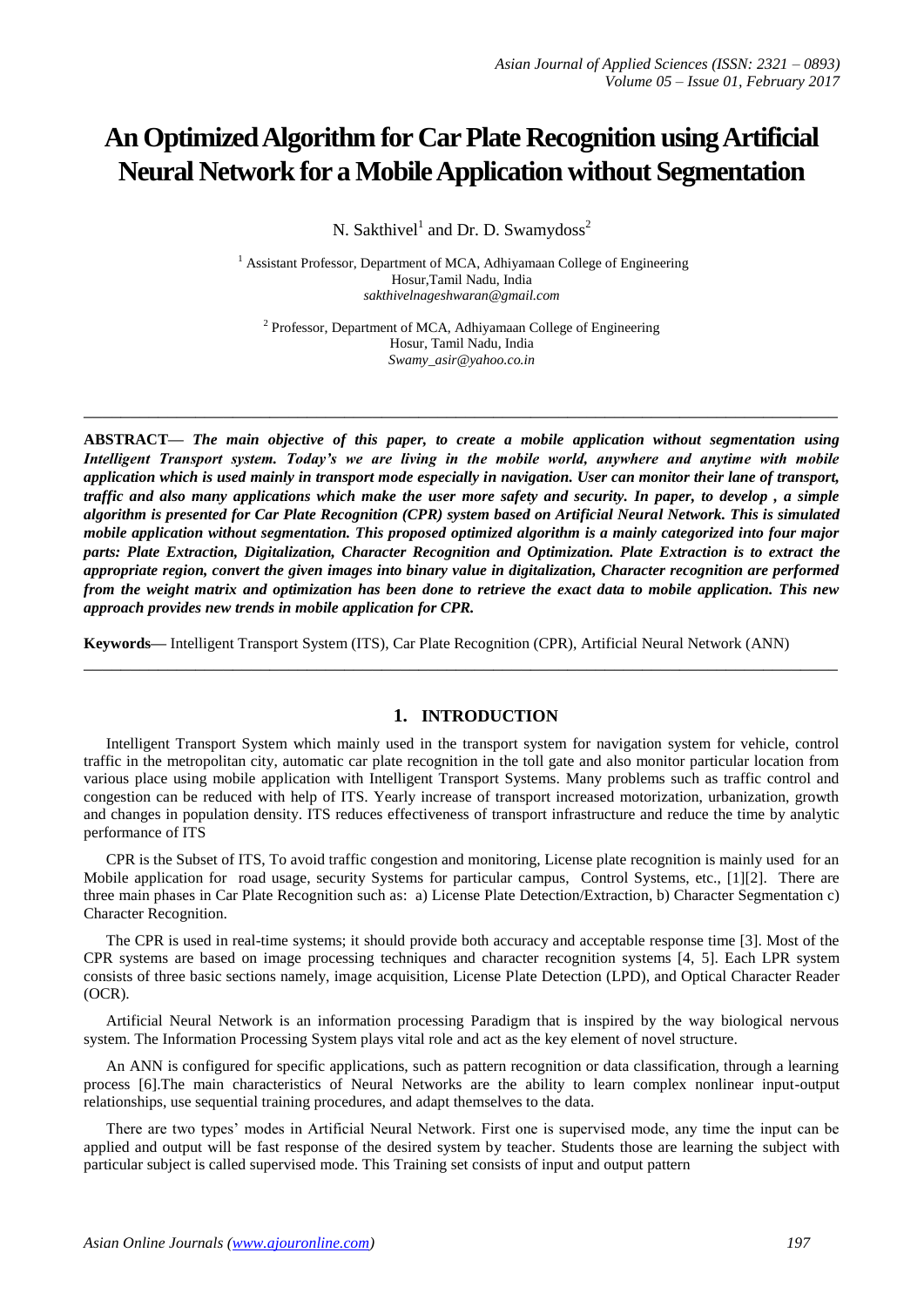# An Optimized Algorithm for Car Plate Recognition using Artificial Neural Network for a Mobile Application without Segmentation

N. Sakthivel[1] and Dr. D. Swamydoss[2]

[1] Assistant Professor, Department of MCA, Adhiyamaan College of Engineering
Hosur,Tamil Nadu, India
*sakthivelnageshwaran@gmail.com*

[2] Professor, Department of MCA, Adhiyamaan College of Engineering
Hosur, Tamil Nadu, India
*Swamy_asir@yahoo.co.in*

---

**ABSTRACT—** ***The main objective of this paper, to create a mobile application without segmentation using Intelligent Transport system. Today's we are living in the mobile world, anywhere and anytime with mobile application which is used mainly in transport mode especially in navigation. User can monitor their lane of transport, traffic and also many applications which make the user more safety and security. In paper, to develop , a simple algorithm is presented for Car Plate Recognition (CPR) system based on Artificial Neural Network. This is simulated mobile application without segmentation. This proposed optimized algorithm is a mainly categorized into four major parts: Plate Extraction, Digitalization, Character Recognition and Optimization. Plate Extraction is to extract the appropriate region, convert the given images into binary value in digitalization, Character recognition are performed from the weight matrix and optimization has been done to retrieve the exact data to mobile application. This new approach provides new trends in mobile application for CPR.***

**Keywords—** Intelligent Transport System (ITS), Car Plate Recognition (CPR), Artificial Neural Network (ANN)

---

## 1. INTRODUCTION

Intelligent Transport System which mainly used in the transport system for navigation system for vehicle, control traffic in the metropolitan city, automatic car plate recognition in the toll gate and also monitor particular location from various place using mobile application with Intelligent Transport Systems. Many problems such as traffic control and congestion can be reduced with help of ITS. Yearly increase of transport increased motorization, urbanization, growth and changes in population density. ITS reduces effectiveness of transport infrastructure and reduce the time by analytic performance of ITS

CPR is the Subset of ITS, To avoid traffic congestion and monitoring, License plate recognition is mainly used for an Mobile application for road usage, security Systems for particular campus, Control Systems, etc., [1][2]. There are three main phases in Car Plate Recognition such as: a) License Plate Detection/Extraction, b) Character Segmentation c) Character Recognition.

The CPR is used in real-time systems; it should provide both accuracy and acceptable response time [3]. Most of the CPR systems are based on image processing techniques and character recognition systems [4, 5]. Each LPR system consists of three basic sections namely, image acquisition, License Plate Detection (LPD), and Optical Character Reader (OCR).

Artificial Neural Network is an information processing Paradigm that is inspired by the way biological nervous system. The Information Processing System plays vital role and act as the key element of novel structure.

An ANN is configured for specific applications, such as pattern recognition or data classification, through a learning process [6].The main characteristics of Neural Networks are the ability to learn complex nonlinear input-output relationships, use sequential training procedures, and adapt themselves to the data.

There are two types' modes in Artificial Neural Network. First one is supervised mode, any time the input can be applied and output will be fast response of the desired system by teacher. Students those are learning the subject with particular subject is called supervised mode. This Training set consists of input and output pattern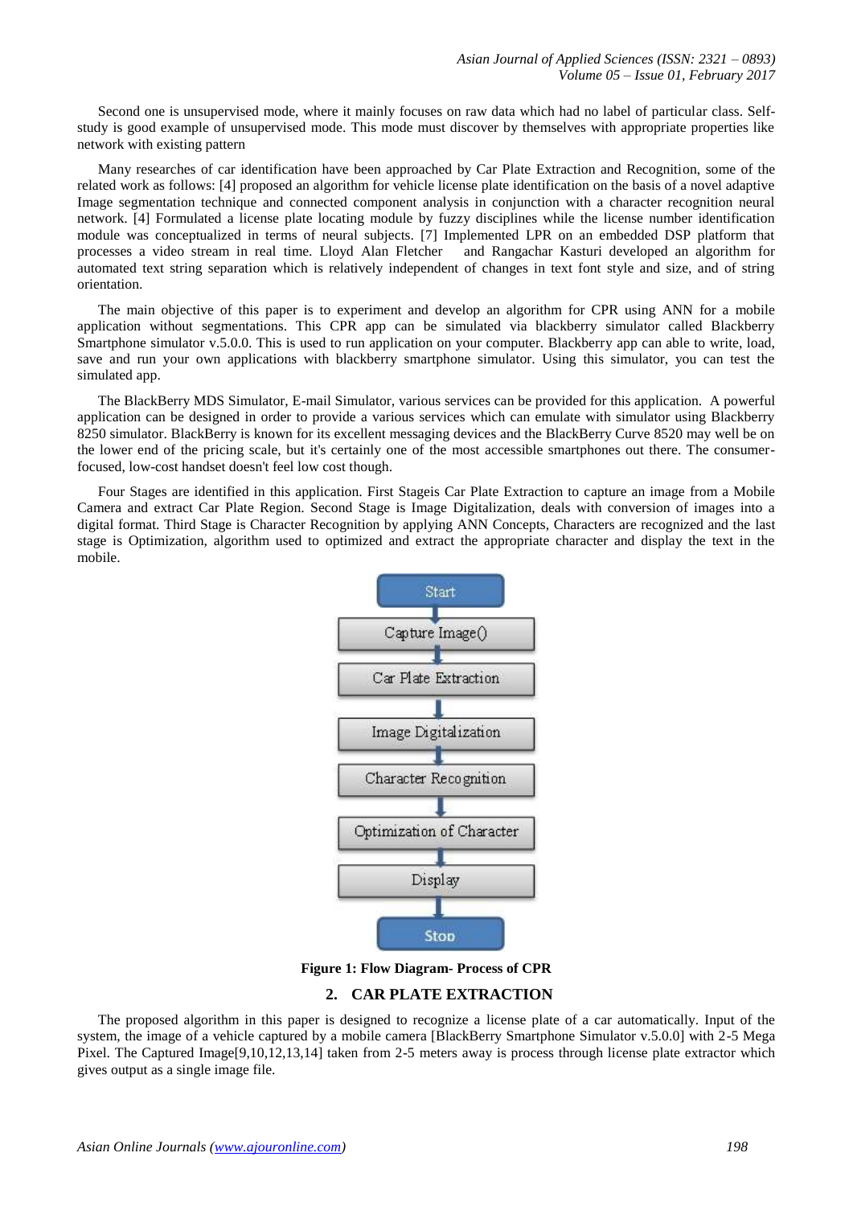Second one is unsupervised mode, where it mainly focuses on raw data which had no label of particular class. Self-study is good example of unsupervised mode. This mode must discover by themselves with appropriate properties like network with existing pattern

Many researches of car identification have been approached by Car Plate Extraction and Recognition, some of the related work as follows: [4] proposed an algorithm for vehicle license plate identification on the basis of a novel adaptive Image segmentation technique and connected component analysis in conjunction with a character recognition neural network. [4] Formulated a license plate locating module by fuzzy disciplines while the license number identification module was conceptualized in terms of neural subjects. [7] Implemented LPR on an embedded DSP platform that processes a video stream in real time. Lloyd Alan Fletcher and Rangachar Kasturi developed an algorithm for automated text string separation which is relatively independent of changes in text font style and size, and of string orientation.

The main objective of this paper is to experiment and develop an algorithm for CPR using ANN for a mobile application without segmentations. This CPR app can be simulated via blackberry simulator called Blackberry Smartphone simulator v.5.0.0. This is used to run application on your computer. Blackberry app can able to write, load, save and run your own applications with blackberry smartphone simulator. Using this simulator, you can test the simulated app.

The BlackBerry MDS Simulator, E-mail Simulator, various services can be provided for this application. A powerful application can be designed in order to provide a various services which can emulate with simulator using Blackberry 8250 simulator. BlackBerry is known for its excellent messaging devices and the BlackBerry Curve 8520 may well be on the lower end of the pricing scale, but it's certainly one of the most accessible smartphones out there. The consumer-focused, low-cost handset doesn't feel low cost though.

Four Stages are identified in this application. First Stageis Car Plate Extraction to capture an image from a Mobile Camera and extract Car Plate Region. Second Stage is Image Digitalization, deals with conversion of images into a digital format. Third Stage is Character Recognition by applying ANN Concepts, Characters are recognized and the last stage is Optimization, algorithm used to optimized and extract the appropriate character and display the text in the mobile.

Start → Capture Image() → Car Plate Extraction → Image Digitalization → Character Recognition → Optimization of Character → Display → Stop

**Figure 1: Flow Diagram- Process of CPR**

## 2. CAR PLATE EXTRACTION

The proposed algorithm in this paper is designed to recognize a license plate of a car automatically. Input of the system, the image of a vehicle captured by a mobile camera [BlackBerry Smartphone Simulator v.5.0.0] with 2-5 Mega Pixel. The Captured Image[9,10,12,13,14] taken from 2-5 meters away is process through license plate extractor which gives output as a single image file.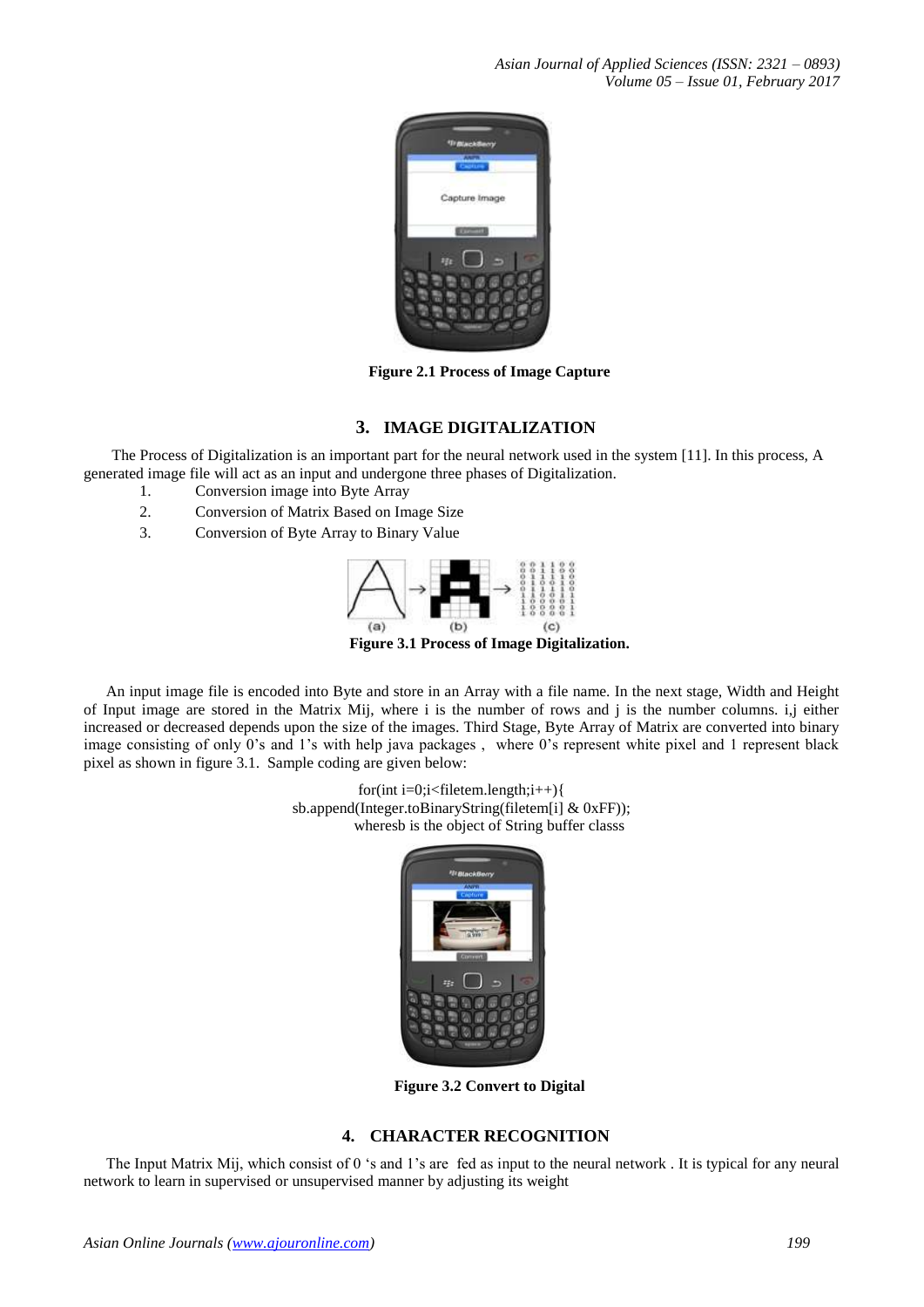Figure 2.1 Process of Image Capture

## 3. IMAGE DIGITIZATION

The Process of Digitalization is an important part for the neural network used in the system [11]. In this process, A generated image file will act as an input and undergone three phases of Digitalization.

1. Conversion image into Byte Array
2. Conversion of Matrix Based on Image Size
3. Conversion of Byte Array to Binary Value

Figure 3.1 Process of Image Digitalization.

An input image file is encoded into Byte and store in an Array with a file name. In the next stage, Width and Height of Input image are stored in the Matrix Mij, where i is the number of rows and j is the number columns. i,j either increased or decreased depends upon the size of the images. Third Stage, Byte Array of Matrix are converted into binary image consisting of only 0's and 1's with help java packages , where 0's represent white pixel and 1 represent black pixel as shown in figure 3.1. Sample coding are given below:

```
for(int i=0;i<filetem.length;i++){
sb.append(Integer.toBinaryString(filetem[i] & 0xFF));
```

wheresb is the object of String buffer classs

Figure 3.2 Convert to Digital

## 4. CHARACTER RECOGNITION

The Input Matrix Mij, which consist of 0 's and 1's are fed as input to the neural network . It is typical for any neural network to learn in supervised or unsupervised manner by adjusting its weight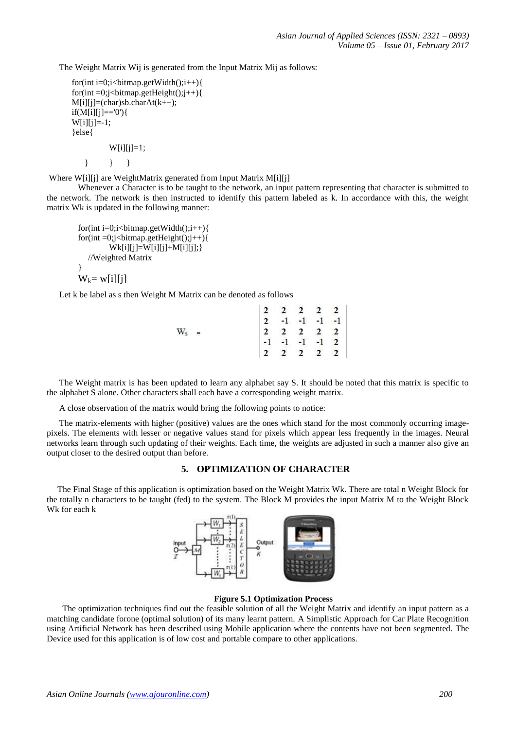The Weight Matrix Wij is generated from the Input Matrix Mij as follows:

```
for(int i=0;i<bitmap.getWidth();i++){
for(int =0;j<bitmap.getHeight();j++){
M[i][j]=(char)sb.charAt(k++);
if(M[i][j]=='0'){
W[i][j]=-1;
}else{
        W[i][j]=1;
    }       }     }
```

Where W[i][j] are WeightMatrix generated from Input Matrix M[i][j]

Whenever a Character is to be taught to the network, an input pattern representing that character is submitted to the network. The network is then instructed to identify this pattern labeled as k. In accordance with this, the weight matrix Wk is updated in the following manner:

```
for(int i=0;i<bitmap.getWidth();i++){
for(int =0;j<bitmap.getHeight();j++){
        Wk[i][j]=W[i][j]+M[i][j];}
    //Weighted Matrix
}
```

$W_k$= w[i][j]

Let k be label as s then Weight M Matrix can be denoted as follows

$$W_s = \begin{vmatrix} 2 & 2 & 2 & 2 & 2 \\ 2 & -1 & -1 & -1 & -1 \\ 2 & 2 & 2 & 2 & 2 \\ -1 & -1 & -1 & -1 & 2 \\ 2 & 2 & 2 & 2 & 2 \end{vmatrix}$$

The Weight matrix is has been updated to learn any alphabet say S. It should be noted that this matrix is specific to the alphabet S alone. Other characters shall each have a corresponding weight matrix.

A close observation of the matrix would bring the following points to notice:

The matrix-elements with higher (positive) values are the ones which stand for the most commonly occurring image-pixels. The elements with lesser or negative values stand for pixels which appear less frequently in the images. Neural networks learn through such updating of their weights. Each time, the weights are adjusted in such a manner also give an output closer to the desired output than before.

## 5. OPTIMIZATION OF CHARACTER

The Final Stage of this application is optimization based on the Weight Matrix Wk. There are total n Weight Block for the totally n characters to be taught (fed) to the system. The Block M provides the input Matrix M to the Weight Block Wk for each k

**Figure 5.1 Optimization Process**

The optimization techniques find out the feasible solution of all the Weight Matrix and identify an input pattern as a matching candidate forone (optimal solution) of its many learnt pattern. A Simplistic Approach for Car Plate Recognition using Artificial Network has been described using Mobile application where the contents have not been segmented. The Device used for this application is of low cost and portable compare to other applications.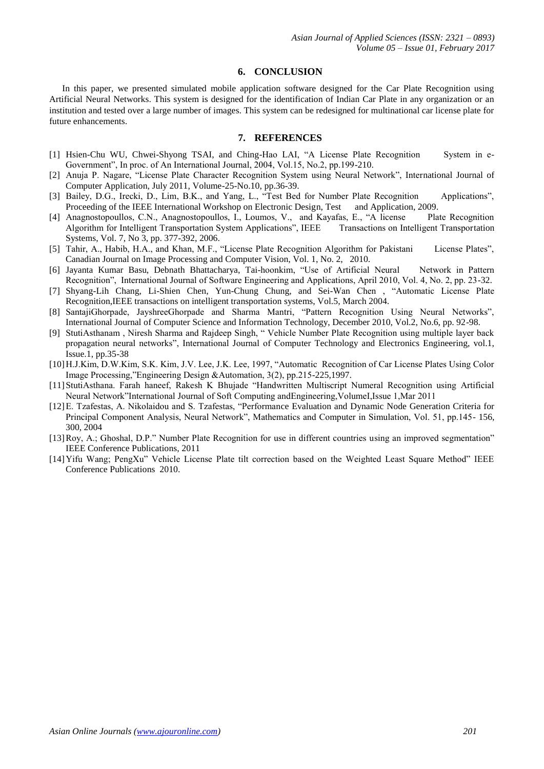## 6. CONCLUSION

In this paper, we presented simulated mobile application software designed for the Car Plate Recognition using Artificial Neural Networks. This system is designed for the identification of Indian Car Plate in any organization or an institution and tested over a large number of images. This system can be redesigned for multinational car license plate for future enhancements.

## 7. REFERENCES

[1] Hsien-Chu WU, Chwei-Shyong TSAI, and Ching-Hao LAI, "A License Plate Recognition System in e-Government", In proc. of An International Journal, 2004, Vol.15, No.2, pp.199-210.

[2] Anuja P. Nagare, "License Plate Character Recognition System using Neural Network", International Journal of Computer Application, July 2011, Volume-25-No.10, pp.36-39.

[3] Bailey, D.G., Irecki, D., Lim, B.K., and Yang, L., "Test Bed for Number Plate Recognition Applications", Proceeding of the IEEE International Workshop on Electronic Design, Test and Application, 2009.

[4] Anagnostopoullos, C.N., Anagnostopoullos, I., Loumos, V., and Kayafas, E., "A license Plate Recognition Algorithm for Intelligent Transportation System Applications", IEEE Transactions on Intelligent Transportation Systems, Vol. 7, No 3, pp. 377-392, 2006.

[5] Tahir, A., Habib, H.A., and Khan, M.F., "License Plate Recognition Algorithm for Pakistani License Plates", Canadian Journal on Image Processing and Computer Vision, Vol. 1, No. 2, 2010.

[6] Jayanta Kumar Basu, Debnath Bhattacharya, Tai-hoonkim, "Use of Artificial Neural Network in Pattern Recognition", International Journal of Software Engineering and Applications, April 2010, Vol. 4, No. 2, pp. 23-32.

[7] Shyang-Lih Chang, Li-Shien Chen, Yun-Chung Chung, and Sei-Wan Chen , "Automatic License Plate Recognition,IEEE transactions on intelligent transportation systems, Vol.5, March 2004.

[8] SantajiGhorpade, JayshreeGhorpade and Sharma Mantri, "Pattern Recognition Using Neural Networks", International Journal of Computer Science and Information Technology, December 2010, Vol.2, No.6, pp. 92-98.

[9] StutiAsthanam , Niresh Sharma and Rajdeep Singh, " Vehicle Number Plate Recognition using multiple layer back propagation neural networks", International Journal of Computer Technology and Electronics Engineering, vol.1, Issue.1, pp.35-38

[10] H.J.Kim, D.W.Kim, S.K. Kim, J.V. Lee, J.K. Lee, 1997, "Automatic Recognition of Car License Plates Using Color Image Processing,"Engineering Design &Automation, 3(2), pp.215-225,1997.

[11] StutiAsthana. Farah haneef, Rakesh K Bhujade "Handwritten Multiscript Numeral Recognition using Artificial Neural Network"International Journal of Soft Computing andEngineering,VolumeI,Issue 1,Mar 2011

[12] E. Tzafestas, A. Nikolaidou and S. Tzafestas, "Performance Evaluation and Dynamic Node Generation Criteria for Principal Component Analysis, Neural Network", Mathematics and Computer in Simulation, Vol. 51, pp.145- 156, 300, 2004

[13] Roy, A.; Ghoshal, D.P." Number Plate Recognition for use in different countries using an improved segmentation" IEEE Conference Publications, 2011

[14] Yifu Wang; PengXu" Vehicle License Plate tilt correction based on the Weighted Least Square Method" IEEE Conference Publications 2010.